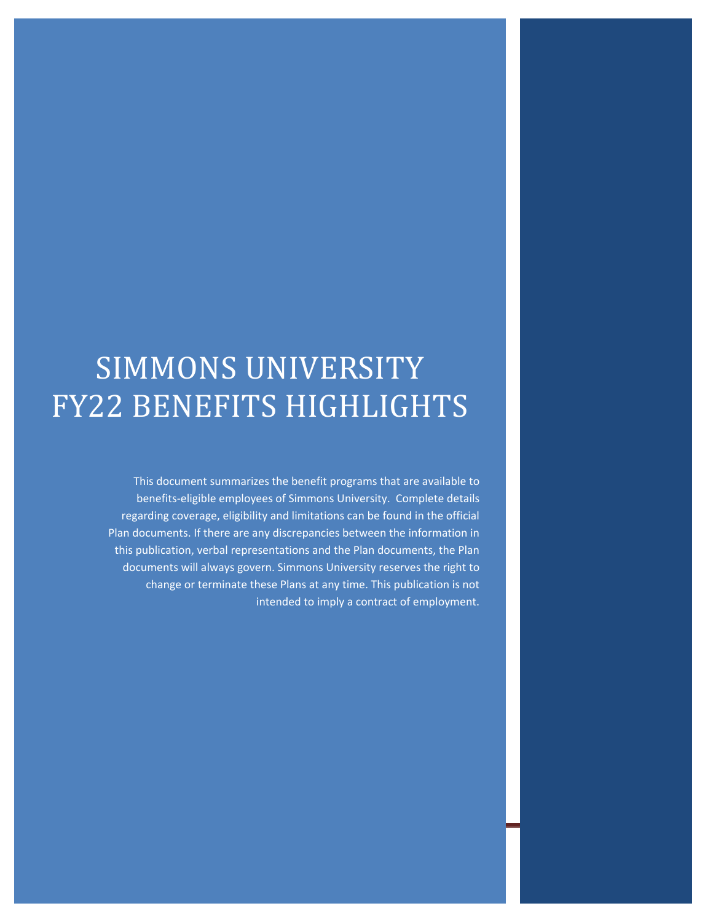# SIMMONS UNIVERSITY FY22 BENEFITS HIGHLIGHTS

This document summarizes the benefit programs that are available to benefits-eligible employees of Simmons University. Complete details regarding coverage, eligibility and limitations can be found in the official Plan documents. If there are any discrepancies between the information in this publication, verbal representations and the Plan documents, the Plan documents will always govern. Simmons University reserves the right to change or terminate these Plans at any time. This publication is not intended to imply a contract of employment.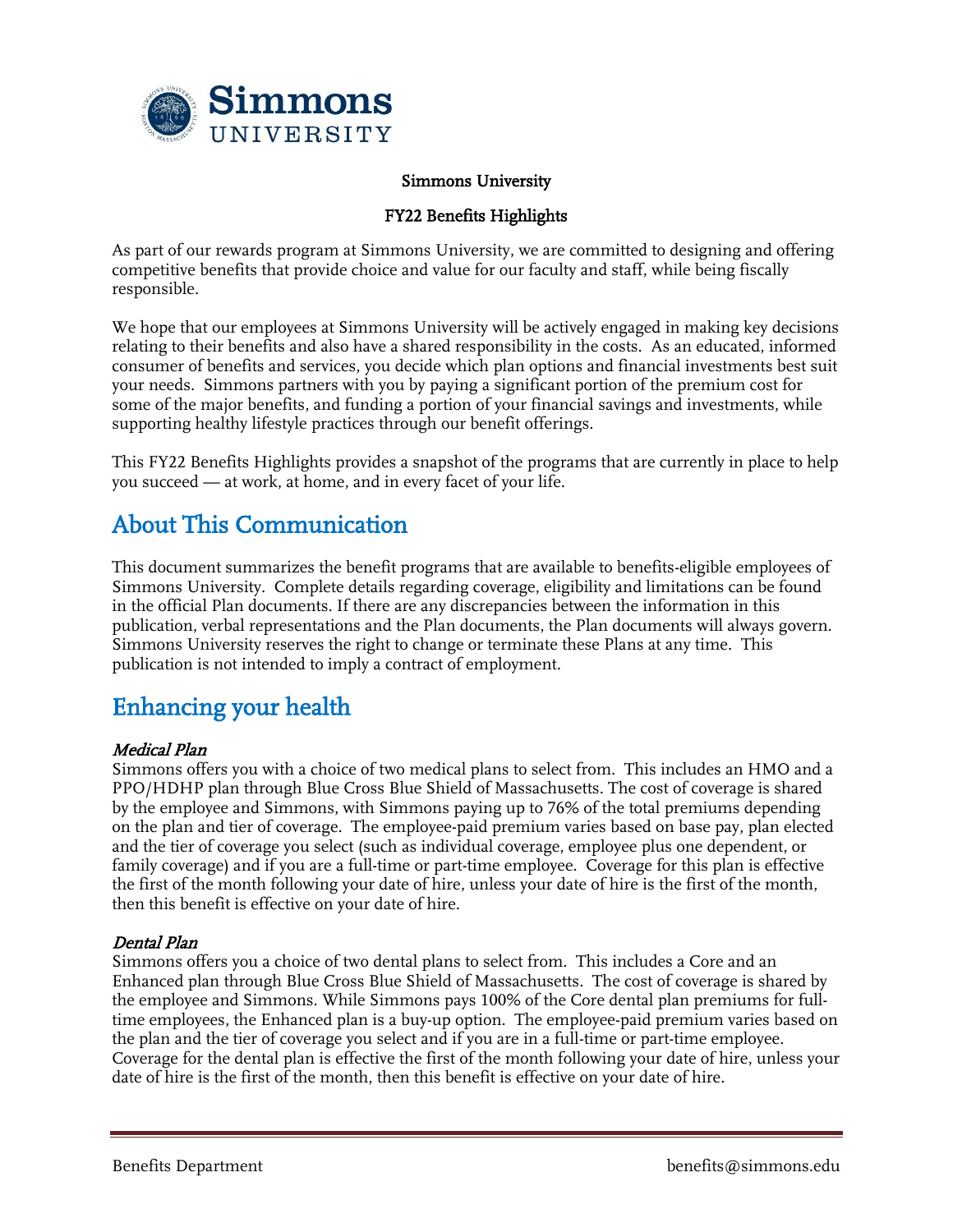**Simmons University**

**FY22 Benefits Highlights**

As part of our rewards program at Simmons University, we are committed to designing and offering competitive benefits that provide choice and value for our faculty and staff, while being fiscally responsible.

We hope that our employees at Simmons University will be actively engaged in making key decisions relating to their benefits and also have a shared responsibility in the costs. As an educated, informed consumer of benefits and services, you decide which plan options and financial investments best suit your needs. Simmons partners with you by paying a significant portion of the premium cost for some of the major benefits, and funding a portion of your financial savings and investments, while supporting healthy lifestyle practices through our benefit offerings.

This FY22 Benefits Highlights provides a snapshot of the programs that are currently in place to help you succeed — at work, at home, and in every facet of your life.

## About This Communication

This document summarizes the benefit programs that are available to benefits-eligible employees of Simmons University. Complete details regarding coverage, eligibility and limitations can be found in the official Plan documents. If there are any discrepancies between the information in this publication, verbal representations and the Plan documents, the Plan documents will always govern. Simmons University reserves the right to change or terminate these Plans at any time. This publication is not intended to imply a contract of employment.

## Enhancing your health

***Medical Plan***

Simmons offers you with a choice of two medical plans to select from. This includes an HMO and a PPO/HDHP plan through Blue Cross Blue Shield of Massachusetts. The cost of coverage is shared by the employee and Simmons, with Simmons paying up to 76% of the total premiums depending on the plan and tier of coverage. The employee-paid premium varies based on base pay, plan elected and the tier of coverage you select (such as individual coverage, employee plus one dependent, or family coverage) and if you are a full-time or part-time employee. Coverage for this plan is effective the first of the month following your date of hire, unless your date of hire is the first of the month, then this benefit is effective on your date of hire.

***Dental Plan***

Simmons offers you a choice of two dental plans to select from. This includes a Core and an Enhanced plan through Blue Cross Blue Shield of Massachusetts. The cost of coverage is shared by the employee and Simmons. While Simmons pays 100% of the Core dental plan premiums for full-time employees, the Enhanced plan is a buy-up option. The employee-paid premium varies based on the plan and the tier of coverage you select and if you are in a full-time or part-time employee. Coverage for the dental plan is effective the first of the month following your date of hire, unless your date of hire is the first of the month, then this benefit is effective on your date of hire.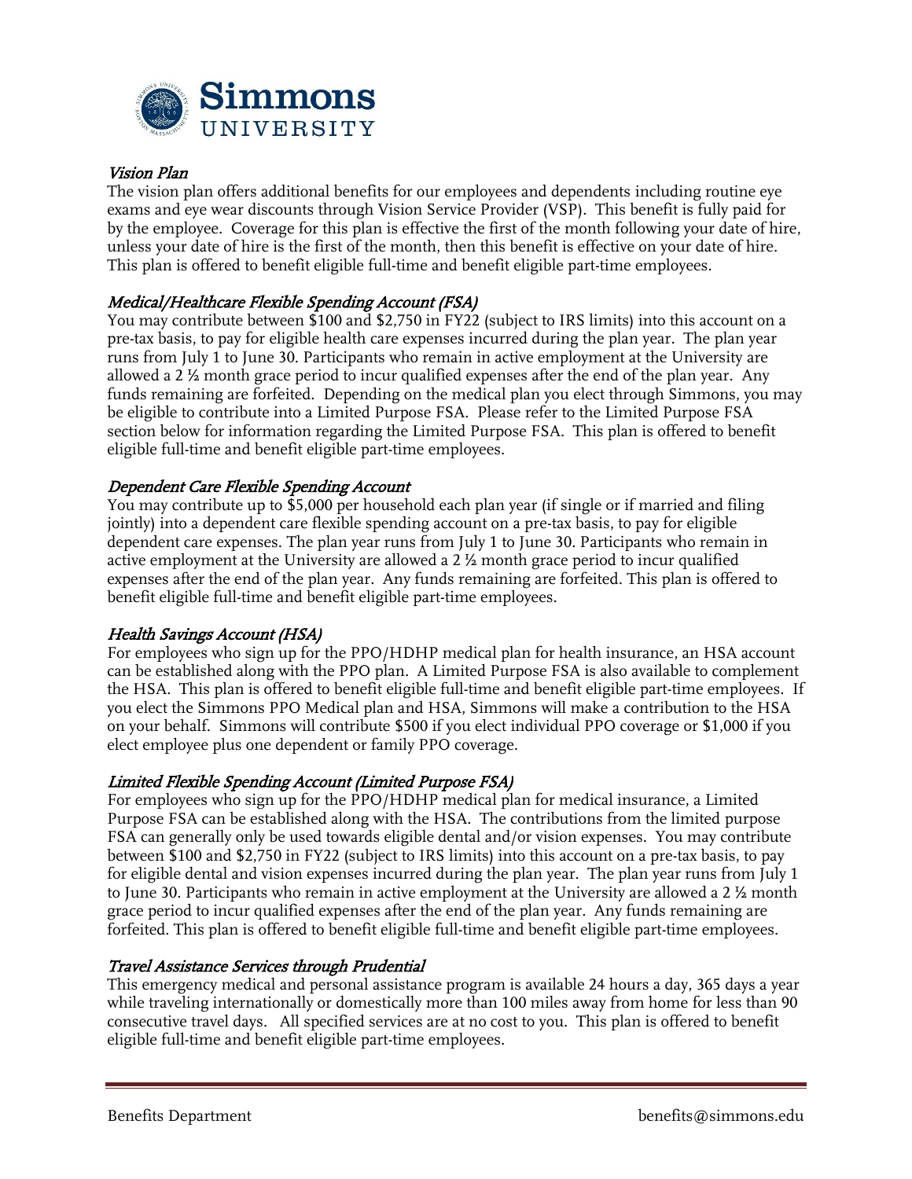## *Vision Plan*

The vision plan offers additional benefits for our employees and dependents including routine eye exams and eye wear discounts through Vision Service Provider (VSP). This benefit is fully paid for by the employee. Coverage for this plan is effective the first of the month following your date of hire, unless your date of hire is the first of the month, then this benefit is effective on your date of hire. This plan is offered to benefit eligible full-time and benefit eligible part-time employees.

## *Medical/Healthcare Flexible Spending Account (FSA)*

You may contribute between $100 and $2,750 in FY22 (subject to IRS limits) into this account on a pre-tax basis, to pay for eligible health care expenses incurred during the plan year. The plan year runs from July 1 to June 30. Participants who remain in active employment at the University are allowed a 2 ½ month grace period to incur qualified expenses after the end of the plan year. Any funds remaining are forfeited. Depending on the medical plan you elect through Simmons, you may be eligible to contribute into a Limited Purpose FSA. Please refer to the Limited Purpose FSA section below for information regarding the Limited Purpose FSA. This plan is offered to benefit eligible full-time and benefit eligible part-time employees.

## *Dependent Care Flexible Spending Account*

You may contribute up to $5,000 per household each plan year (if single or if married and filing jointly) into a dependent care flexible spending account on a pre-tax basis, to pay for eligible dependent care expenses. The plan year runs from July 1 to June 30. Participants who remain in active employment at the University are allowed a 2 ½ month grace period to incur qualified expenses after the end of the plan year. Any funds remaining are forfeited. This plan is offered to benefit eligible full-time and benefit eligible part-time employees.

## *Health Savings Account (HSA)*

For employees who sign up for the PPO/HDHP medical plan for health insurance, an HSA account can be established along with the PPO plan. A Limited Purpose FSA is also available to complement the HSA. This plan is offered to benefit eligible full-time and benefit eligible part-time employees. If you elect the Simmons PPO Medical plan and HSA, Simmons will make a contribution to the HSA on your behalf. Simmons will contribute $500 if you elect individual PPO coverage or $1,000 if you elect employee plus one dependent or family PPO coverage.

## *Limited Flexible Spending Account (Limited Purpose FSA)*

For employees who sign up for the PPO/HDHP medical plan for medical insurance, a Limited Purpose FSA can be established along with the HSA. The contributions from the limited purpose FSA can generally only be used towards eligible dental and/or vision expenses. You may contribute between $100 and $2,750 in FY22 (subject to IRS limits) into this account on a pre-tax basis, to pay for eligible dental and vision expenses incurred during the plan year. The plan year runs from July 1 to June 30. Participants who remain in active employment at the University are allowed a 2 ½ month grace period to incur qualified expenses after the end of the plan year. Any funds remaining are forfeited. This plan is offered to benefit eligible full-time and benefit eligible part-time employees.

## *Travel Assistance Services through Prudential*

This emergency medical and personal assistance program is available 24 hours a day, 365 days a year while traveling internationally or domestically more than 100 miles away from home for less than 90 consecutive travel days. All specified services are at no cost to you. This plan is offered to benefit eligible full-time and benefit eligible part-time employees.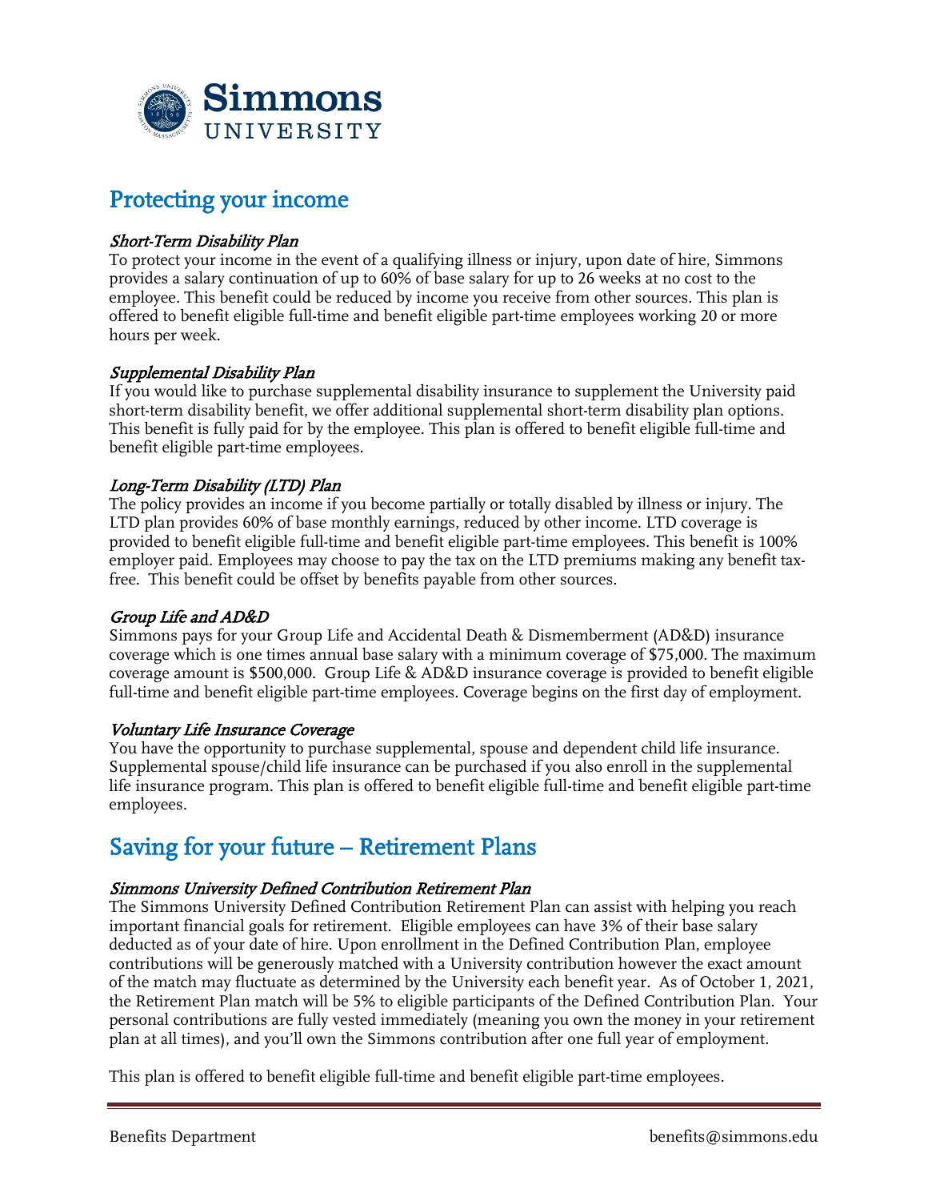## Protecting your income

*Short-Term Disability Plan*

To protect your income in the event of a qualifying illness or injury, upon date of hire, Simmons provides a salary continuation of up to 60% of base salary for up to 26 weeks at no cost to the employee. This benefit could be reduced by income you receive from other sources. This plan is offered to benefit eligible full-time and benefit eligible part-time employees working 20 or more hours per week.

*Supplemental Disability Plan*

If you would like to purchase supplemental disability insurance to supplement the University paid short-term disability benefit, we offer additional supplemental short-term disability plan options. This benefit is fully paid for by the employee. This plan is offered to benefit eligible full-time and benefit eligible part-time employees.

*Long-Term Disability (LTD) Plan*

The policy provides an income if you become partially or totally disabled by illness or injury. The LTD plan provides 60% of base monthly earnings, reduced by other income. LTD coverage is provided to benefit eligible full-time and benefit eligible part-time employees. This benefit is 100% employer paid. Employees may choose to pay the tax on the LTD premiums making any benefit tax-free. This benefit could be offset by benefits payable from other sources.

*Group Life and AD&D*

Simmons pays for your Group Life and Accidental Death & Dismemberment (AD&D) insurance coverage which is one times annual base salary with a minimum coverage of $75,000. The maximum coverage amount is $500,000. Group Life & AD&D insurance coverage is provided to benefit eligible full-time and benefit eligible part-time employees. Coverage begins on the first day of employment.

*Voluntary Life Insurance Coverage*

You have the opportunity to purchase supplemental, spouse and dependent child life insurance. Supplemental spouse/child life insurance can be purchased if you also enroll in the supplemental life insurance program. This plan is offered to benefit eligible full-time and benefit eligible part-time employees.

## Saving for your future – Retirement Plans

*Simmons University Defined Contribution Retirement Plan*

The Simmons University Defined Contribution Retirement Plan can assist with helping you reach important financial goals for retirement. Eligible employees can have 3% of their base salary deducted as of your date of hire. Upon enrollment in the Defined Contribution Plan, employee contributions will be generously matched with a University contribution however the exact amount of the match may fluctuate as determined by the University each benefit year. As of October 1, 2021, the Retirement Plan match will be 5% to eligible participants of the Defined Contribution Plan. Your personal contributions are fully vested immediately (meaning you own the money in your retirement plan at all times), and you'll own the Simmons contribution after one full year of employment.

This plan is offered to benefit eligible full-time and benefit eligible part-time employees.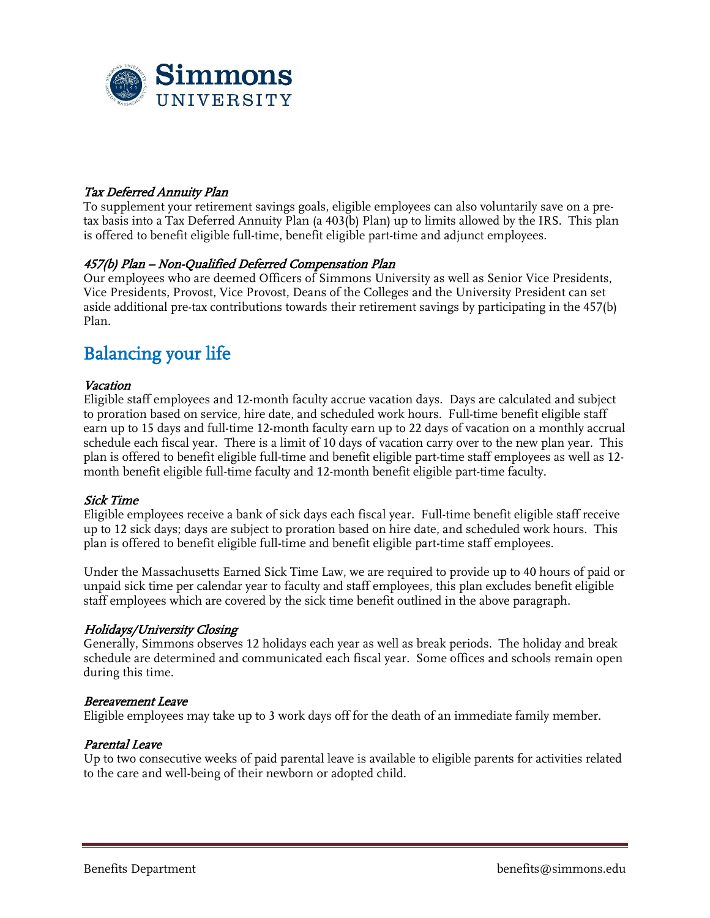### *Tax Deferred Annuity Plan*

To supplement your retirement savings goals, eligible employees can also voluntarily save on a pre-tax basis into a Tax Deferred Annuity Plan (a 403(b) Plan) up to limits allowed by the IRS. This plan is offered to benefit eligible full-time, benefit eligible part-time and adjunct employees.

### *457(b) Plan – Non-Qualified Deferred Compensation Plan*

Our employees who are deemed Officers of Simmons University as well as Senior Vice Presidents, Vice Presidents, Provost, Vice Provost, Deans of the Colleges and the University President can set aside additional pre-tax contributions towards their retirement savings by participating in the 457(b) Plan.

## Balancing your life

### *Vacation*

Eligible staff employees and 12-month faculty accrue vacation days. Days are calculated and subject to proration based on service, hire date, and scheduled work hours. Full-time benefit eligible staff earn up to 15 days and full-time 12-month faculty earn up to 22 days of vacation on a monthly accrual schedule each fiscal year. There is a limit of 10 days of vacation carry over to the new plan year. This plan is offered to benefit eligible full-time and benefit eligible part-time staff employees as well as 12-month benefit eligible full-time faculty and 12-month benefit eligible part-time faculty.

### *Sick Time*

Eligible employees receive a bank of sick days each fiscal year. Full-time benefit eligible staff receive up to 12 sick days; days are subject to proration based on hire date, and scheduled work hours. This plan is offered to benefit eligible full-time and benefit eligible part-time staff employees.

Under the Massachusetts Earned Sick Time Law, we are required to provide up to 40 hours of paid or unpaid sick time per calendar year to faculty and staff employees, this plan excludes benefit eligible staff employees which are covered by the sick time benefit outlined in the above paragraph.

### *Holidays/University Closing*

Generally, Simmons observes 12 holidays each year as well as break periods. The holiday and break schedule are determined and communicated each fiscal year. Some offices and schools remain open during this time.

### *Bereavement Leave*

Eligible employees may take up to 3 work days off for the death of an immediate family member.

### *Parental Leave*

Up to two consecutive weeks of paid parental leave is available to eligible parents for activities related to the care and well-being of their newborn or adopted child.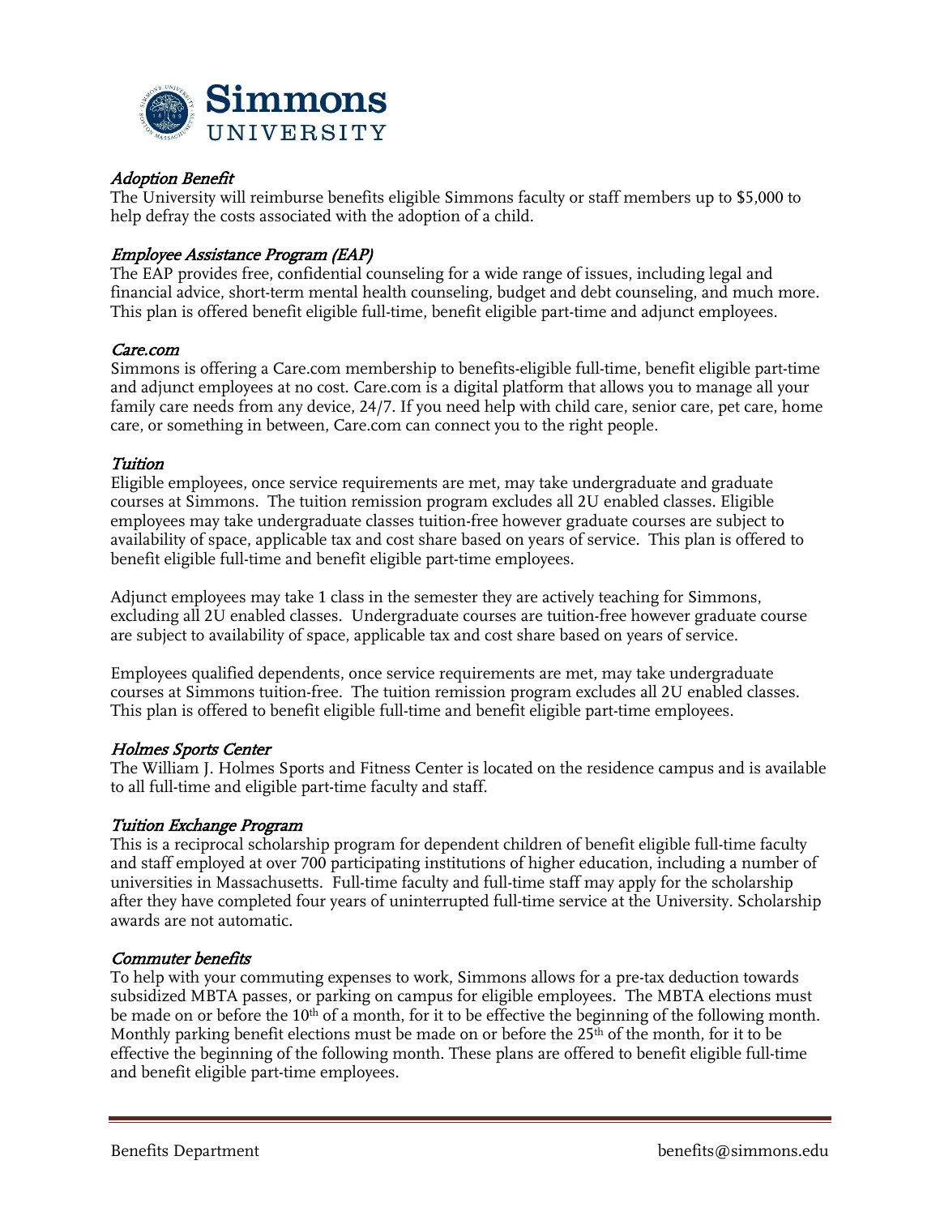### *Adoption Benefit*
The University will reimburse benefits eligible Simmons faculty or staff members up to $5,000 to help defray the costs associated with the adoption of a child.

### *Employee Assistance Program (EAP)*
The EAP provides free, confidential counseling for a wide range of issues, including legal and financial advice, short-term mental health counseling, budget and debt counseling, and much more. This plan is offered benefit eligible full-time, benefit eligible part-time and adjunct employees.

### *Care.com*
Simmons is offering a Care.com membership to benefits-eligible full-time, benefit eligible part-time and adjunct employees at no cost. Care.com is a digital platform that allows you to manage all your family care needs from any device, 24/7. If you need help with child care, senior care, pet care, home care, or something in between, Care.com can connect you to the right people.

### *Tuition*
Eligible employees, once service requirements are met, may take undergraduate and graduate courses at Simmons. The tuition remission program excludes all 2U enabled classes. Eligible employees may take undergraduate classes tuition-free however graduate courses are subject to availability of space, applicable tax and cost share based on years of service. This plan is offered to benefit eligible full-time and benefit eligible part-time employees.

Adjunct employees may take 1 class in the semester they are actively teaching for Simmons, excluding all 2U enabled classes. Undergraduate courses are tuition-free however graduate course are subject to availability of space, applicable tax and cost share based on years of service.

Employees qualified dependents, once service requirements are met, may take undergraduate courses at Simmons tuition-free. The tuition remission program excludes all 2U enabled classes. This plan is offered to benefit eligible full-time and benefit eligible part-time employees.

### *Holmes Sports Center*
The William J. Holmes Sports and Fitness Center is located on the residence campus and is available to all full-time and eligible part-time faculty and staff.

### *Tuition Exchange Program*
This is a reciprocal scholarship program for dependent children of benefit eligible full-time faculty and staff employed at over 700 participating institutions of higher education, including a number of universities in Massachusetts. Full-time faculty and full-time staff may apply for the scholarship after they have completed four years of uninterrupted full-time service at the University. Scholarship awards are not automatic.

### *Commuter benefits*
To help with your commuting expenses to work, Simmons allows for a pre-tax deduction towards subsidized MBTA passes, or parking on campus for eligible employees. The MBTA elections must be made on or before the 10th of a month, for it to be effective the beginning of the following month. Monthly parking benefit elections must be made on or before the 25th of the month, for it to be effective the beginning of the following month. These plans are offered to benefit eligible full-time and benefit eligible part-time employees.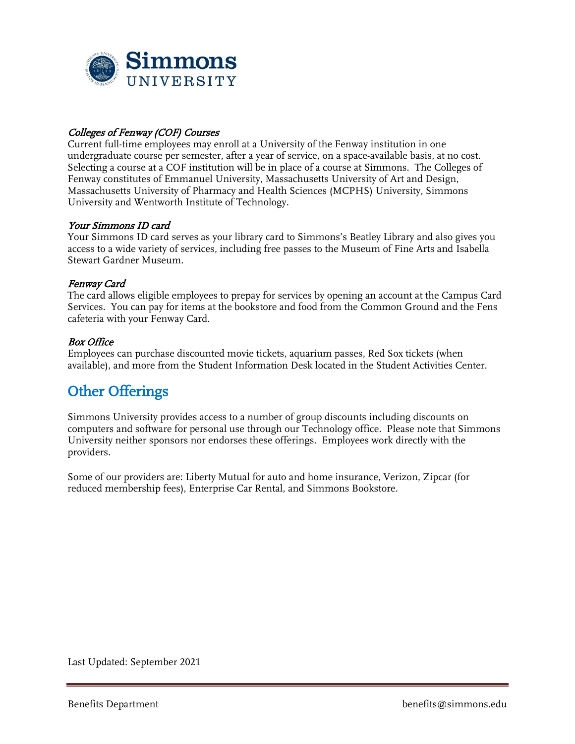***Colleges of Fenway (COF) Courses***

Current full-time employees may enroll at a University of the Fenway institution in one undergraduate course per semester, after a year of service, on a space-available basis, at no cost. Selecting a course at a COF institution will be in place of a course at Simmons. The Colleges of Fenway constitutes of Emmanuel University, Massachusetts University of Art and Design, Massachusetts University of Pharmacy and Health Sciences (MCPHS) University, Simmons University and Wentworth Institute of Technology.

***Your Simmons ID card***

Your Simmons ID card serves as your library card to Simmons's Beatley Library and also gives you access to a wide variety of services, including free passes to the Museum of Fine Arts and Isabella Stewart Gardner Museum.

***Fenway Card***

The card allows eligible employees to prepay for services by opening an account at the Campus Card Services. You can pay for items at the bookstore and food from the Common Ground and the Fens cafeteria with your Fenway Card.

***Box Office***

Employees can purchase discounted movie tickets, aquarium passes, Red Sox tickets (when available), and more from the Student Information Desk located in the Student Activities Center.

## Other Offerings

Simmons University provides access to a number of group discounts including discounts on computers and software for personal use through our Technology office. Please note that Simmons University neither sponsors nor endorses these offerings. Employees work directly with the providers.

Some of our providers are: Liberty Mutual for auto and home insurance, Verizon, Zipcar (for reduced membership fees), Enterprise Car Rental, and Simmons Bookstore.

Last Updated: September 2021